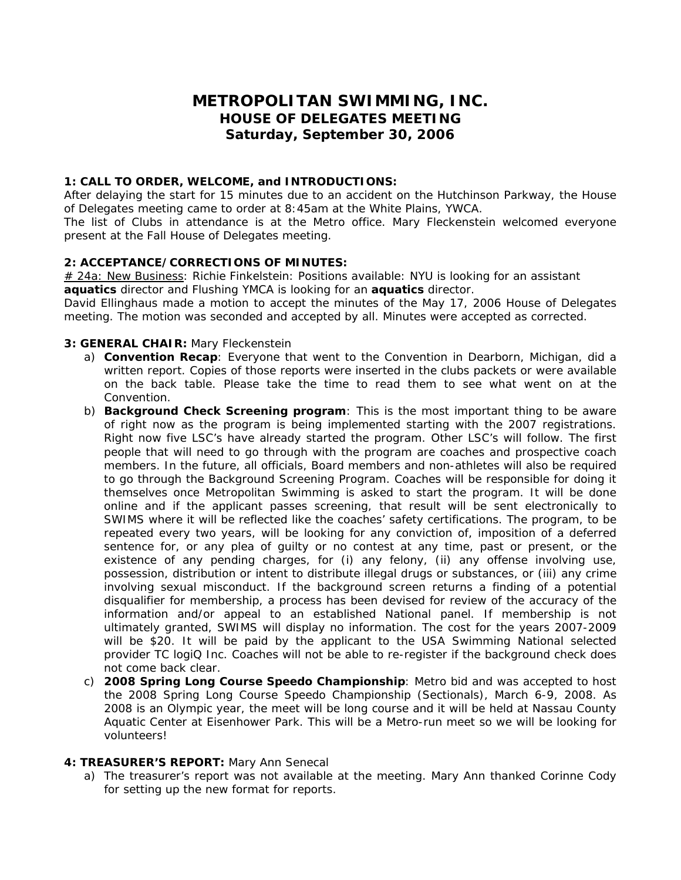# METROPOLITAN SWIMMING, INC.
## HOUSE OF DELEGATES MEETING
## Saturday, September 30, 2006

**1: CALL TO ORDER, WELCOME, and INTRODUCTIONS:**
After delaying the start for 15 minutes due to an accident on the Hutchinson Parkway, the House of Delegates meeting came to order at 8:45am at the White Plains, YWCA.
The list of Clubs in attendance is at the Metro office. Mary Fleckenstein welcomed everyone present at the Fall House of Delegates meeting.

**2: ACCEPTANCE/CORRECTIONS OF MINUTES:**
# 24a: New Business: Richie Finkelstein: Positions available: NYU is looking for an assistant **aquatics** director and Flushing YMCA is looking for an **aquatics** director.
David Ellinghaus made a motion to accept the minutes of the May 17, 2006 House of Delegates meeting. The motion was seconded and accepted by all. Minutes were accepted as corrected.

**3: GENERAL CHAIR:** Mary Fleckenstein

a) **Convention Recap**: Everyone that went to the Convention in Dearborn, Michigan, did a written report. Copies of those reports were inserted in the clubs packets or were available on the back table. Please take the time to read them to see what went on at the Convention.
b) **Background Check Screening program**: This is the most important thing to be aware of right now as the program is being implemented starting with the 2007 registrations. Right now five LSC's have already started the program. Other LSC's will follow. The first people that will need to go through with the program are coaches and prospective coach members. In the future, all officials, Board members and non-athletes will also be required to go through the Background Screening Program. Coaches will be responsible for doing it themselves once Metropolitan Swimming is asked to start the program. It will be done online and if the applicant passes screening, that result will be sent electronically to SWIMS where it will be reflected like the coaches' safety certifications. The program, to be repeated every two years, will be looking for any conviction of, imposition of a deferred sentence for, or any plea of guilty or no contest at any time, past or present, or the existence of any pending charges, for (i) any felony, (ii) any offense involving use, possession, distribution or intent to distribute illegal drugs or substances, or (iii) any crime involving sexual misconduct. If the background screen returns a finding of a potential disqualifier for membership, a process has been devised for review of the accuracy of the information and/or appeal to an established National panel. If membership is not ultimately granted, SWIMS will display no information. The cost for the years 2007-2009 will be $20. It will be paid by the applicant to the USA Swimming National selected provider TC logiQ Inc. Coaches will not be able to re-register if the background check does not come back clear.
c) **2008 Spring Long Course Speedo Championship**: Metro bid and was accepted to host the 2008 Spring Long Course Speedo Championship (Sectionals), March 6-9, 2008. As 2008 is an Olympic year, the meet will be long course and it will be held at Nassau County Aquatic Center at Eisenhower Park. This will be a Metro-run meet so we will be looking for volunteers!

**4: TREASURER'S REPORT:** Mary Ann Senecal

a) The treasurer's report was not available at the meeting. Mary Ann thanked Corinne Cody for setting up the new format for reports.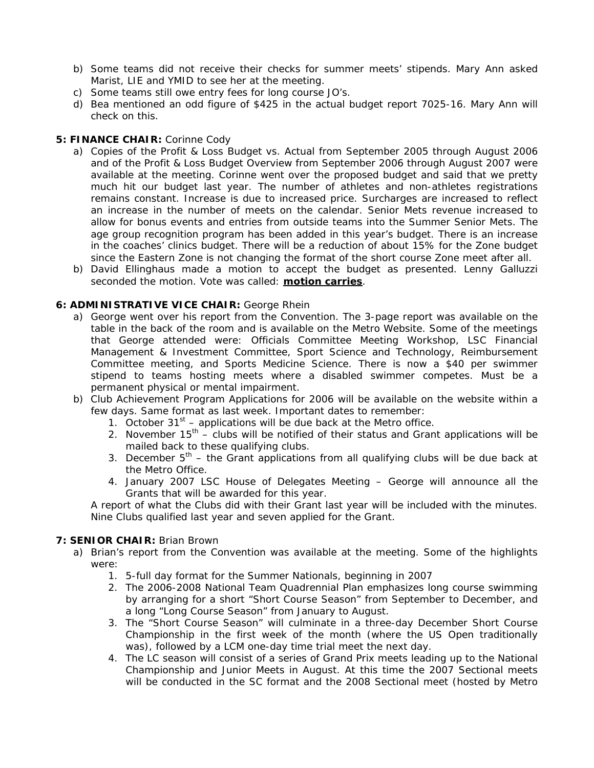b) Some teams did not receive their checks for summer meets' stipends. Mary Ann asked Marist, LIE and YMID to see her at the meeting.
c) Some teams still owe entry fees for long course JO's.
d) Bea mentioned an odd figure of $425 in the actual budget report 7025-16. Mary Ann will check on this.

**5: FINANCE CHAIR:** Corinne Cody

a) Copies of the Profit & Loss Budget vs. Actual from September 2005 through August 2006 and of the Profit & Loss Budget Overview from September 2006 through August 2007 were available at the meeting. Corinne went over the proposed budget and said that we pretty much hit our budget last year. The number of athletes and non-athletes registrations remains constant. Increase is due to increased price. Surcharges are increased to reflect an increase in the number of meets on the calendar. Senior Mets revenue increased to allow for bonus events and entries from outside teams into the Summer Senior Mets. The age group recognition program has been added in this year's budget. There is an increase in the coaches' clinics budget. There will be a reduction of about 15% for the Zone budget since the Eastern Zone is not changing the format of the short course Zone meet after all.
b) David Ellinghaus made a motion to accept the budget as presented. Lenny Galluzzi seconded the motion. Vote was called: **motion carries**.

**6: ADMINISTRATIVE VICE CHAIR:** George Rhein

a) George went over his report from the Convention. The 3-page report was available on the table in the back of the room and is available on the Metro Website. Some of the meetings that George attended were: Officials Committee Meeting Workshop, LSC Financial Management & Investment Committee, Sport Science and Technology, Reimbursement Committee meeting, and Sports Medicine Science. There is now a $40 per swimmer stipend to teams hosting meets where a disabled swimmer competes. Must be a permanent physical or mental impairment.
b) Club Achievement Program Applications for 2006 will be available on the website within a few days. Same format as last week. Important dates to remember:
   1. October 31st – applications will be due back at the Metro office.
   2. November 15th – clubs will be notified of their status and Grant applications will be mailed back to these qualifying clubs.
   3. December 5th – the Grant applications from all qualifying clubs will be due back at the Metro Office.
   4. January 2007 LSC House of Delegates Meeting – George will announce all the Grants that will be awarded for this year.

   A report of what the Clubs did with their Grant last year will be included with the minutes. Nine Clubs qualified last year and seven applied for the Grant.

**7: SENIOR CHAIR:** Brian Brown

a) Brian's report from the Convention was available at the meeting. Some of the highlights were:
   1. 5-full day format for the Summer Nationals, beginning in 2007
   2. The 2006-2008 National Team Quadrennial Plan emphasizes long course swimming by arranging for a short "Short Course Season" from September to December, and a long "Long Course Season" from January to August.
   3. The "Short Course Season" will culminate in a three-day December Short Course Championship in the first week of the month (where the US Open traditionally was), followed by a LCM one-day time trial meet the next day.
   4. The LC season will consist of a series of Grand Prix meets leading up to the National Championship and Junior Meets in August. At this time the 2007 Sectional meets will be conducted in the SC format and the 2008 Sectional meet (hosted by Metro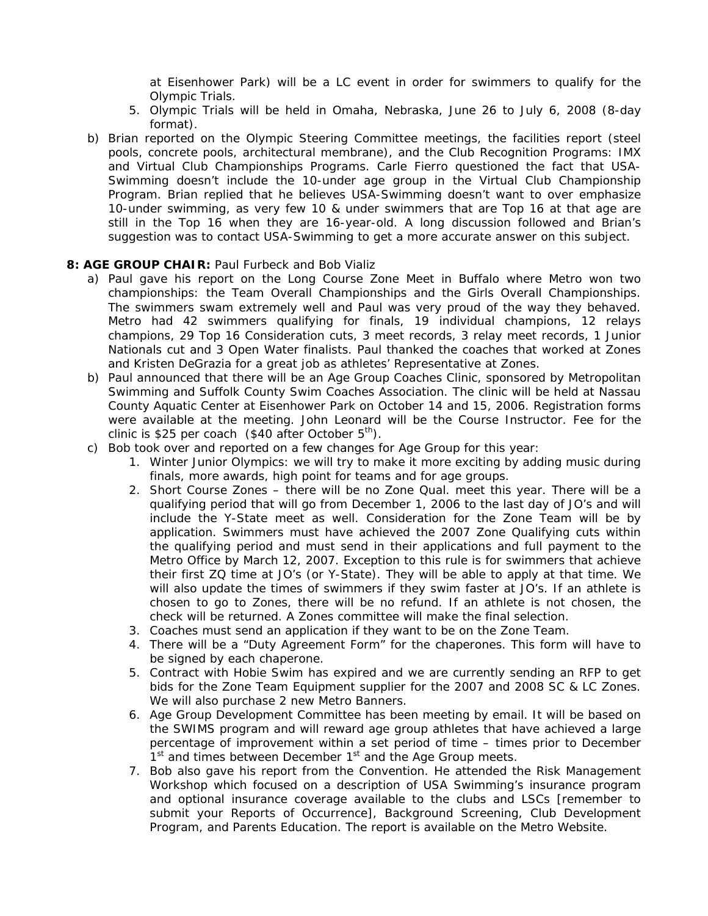at Eisenhower Park) will be a LC event in order for swimmers to qualify for the Olympic Trials.

5. Olympic Trials will be held in Omaha, Nebraska, June 26 to July 6, 2008 (8-day format).

b) Brian reported on the Olympic Steering Committee meetings, the facilities report (steel pools, concrete pools, architectural membrane), and the Club Recognition Programs: IMX and Virtual Club Championships Programs. Carle Fierro questioned the fact that USA-Swimming doesn't include the 10-under age group in the Virtual Club Championship Program. Brian replied that he believes USA-Swimming doesn't want to over emphasize 10-under swimming, as very few 10 & under swimmers that are Top 16 at that age are still in the Top 16 when they are 16-year-old. A long discussion followed and Brian's suggestion was to contact USA-Swimming to get a more accurate answer on this subject.

**8: AGE GROUP CHAIR:** Paul Furbeck and Bob Vializ

a) Paul gave his report on the Long Course Zone Meet in Buffalo where Metro won two championships: the Team Overall Championships and the Girls Overall Championships. The swimmers swam extremely well and Paul was very proud of the way they behaved. Metro had 42 swimmers qualifying for finals, 19 individual champions, 12 relays champions, 29 Top 16 Consideration cuts, 3 meet records, 3 relay meet records, 1 Junior Nationals cut and 3 Open Water finalists. Paul thanked the coaches that worked at Zones and Kristen DeGrazia for a great job as athletes' Representative at Zones.

b) Paul announced that there will be an Age Group Coaches Clinic, sponsored by Metropolitan Swimming and Suffolk County Swim Coaches Association. The clinic will be held at Nassau County Aquatic Center at Eisenhower Park on October 14 and 15, 2006. Registration forms were available at the meeting. John Leonard will be the Course Instructor. Fee for the clinic is $25 per coach ($40 after October 5th).

c) Bob took over and reported on a few changes for Age Group for this year:

1. Winter Junior Olympics: we will try to make it more exciting by adding music during finals, more awards, high point for teams and for age groups.
2. Short Course Zones – there will be no Zone Qual. meet this year. There will be a qualifying period that will go from December 1, 2006 to the last day of JO's and will include the Y-State meet as well. Consideration for the Zone Team will be by application. Swimmers must have achieved the 2007 Zone Qualifying cuts within the qualifying period and must send in their applications and full payment to the Metro Office by March 12, 2007. Exception to this rule is for swimmers that achieve their first ZQ time at JO's (or Y-State). They will be able to apply at that time. We will also update the times of swimmers if they swim faster at JO's. If an athlete is chosen to go to Zones, there will be no refund. If an athlete is not chosen, the check will be returned. A Zones committee will make the final selection.
3. Coaches must send an application if they want to be on the Zone Team.
4. There will be a "Duty Agreement Form" for the chaperones. This form will have to be signed by each chaperone.
5. Contract with Hobie Swim has expired and we are currently sending an RFP to get bids for the Zone Team Equipment supplier for the 2007 and 2008 SC & LC Zones. We will also purchase 2 new Metro Banners.
6. Age Group Development Committee has been meeting by email. It will be based on the SWIMS program and will reward age group athletes that have achieved a large percentage of improvement within a set period of time – times prior to December 1st and times between December 1st and the Age Group meets.
7. Bob also gave his report from the Convention. He attended the Risk Management Workshop which focused on a description of USA Swimming's insurance program and optional insurance coverage available to the clubs and LSCs [remember to submit your Reports of Occurrence], Background Screening, Club Development Program, and Parents Education. The report is available on the Metro Website.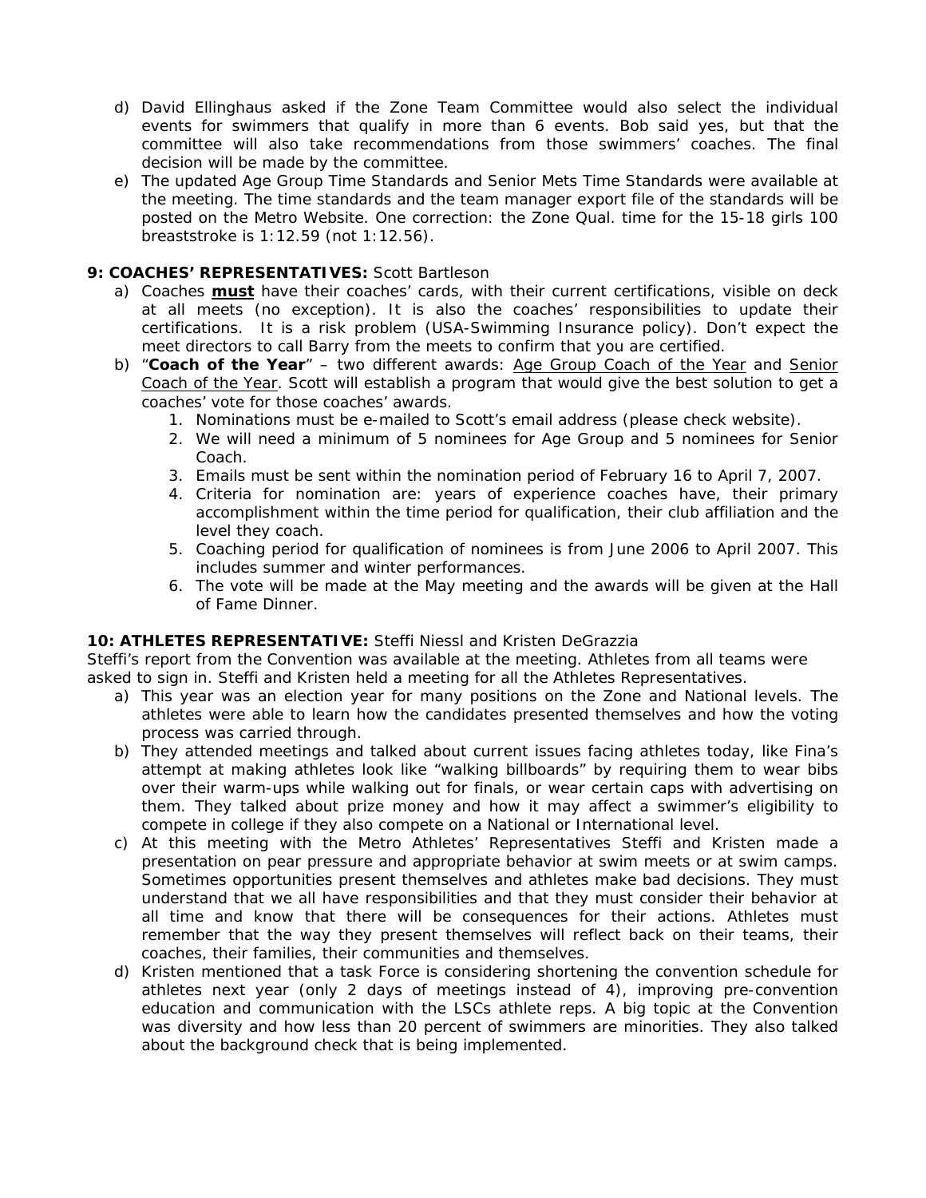d) David Ellinghaus asked if the Zone Team Committee would also select the individual events for swimmers that qualify in more than 6 events. Bob said yes, but that the committee will also take recommendations from those swimmers' coaches. The final decision will be made by the committee.

e) The updated Age Group Time Standards and Senior Mets Time Standards were available at the meeting. The time standards and the team manager export file of the standards will be posted on the Metro Website. One correction: the Zone Qual. time for the 15-18 girls 100 breaststroke is 1:12.59 (not 1:12.56).

**9: COACHES' REPRESENTATIVES:** Scott Bartleson

a) Coaches **<u>must</u>** have their coaches' cards, with their current certifications, visible on deck at all meets (no exception). It is also the coaches' responsibilities to update their certifications. It is a risk problem (USA-Swimming Insurance policy). Don't expect the meet directors to call Barry from the meets to confirm that you are certified.

b) "**Coach of the Year**" – two different awards: <u>Age Group Coach of the Year</u> and <u>Senior Coach of the Year</u>. Scott will establish a program that would give the best solution to get a coaches' vote for those coaches' awards.
   1. Nominations must be e-mailed to Scott's email address (please check website).
   2. We will need a minimum of 5 nominees for Age Group and 5 nominees for Senior Coach.
   3. Emails must be sent within the nomination period of February 16 to April 7, 2007.
   4. Criteria for nomination are: years of experience coaches have, their primary accomplishment within the time period for qualification, their club affiliation and the level they coach.
   5. Coaching period for qualification of nominees is from June 2006 to April 2007. This includes summer and winter performances.
   6. The vote will be made at the May meeting and the awards will be given at the Hall of Fame Dinner.

**10: ATHLETES REPRESENTATIVE:** Steffi Niessl and Kristen DeGrazzia

Steffi's report from the Convention was available at the meeting. Athletes from all teams were asked to sign in. Steffi and Kristen held a meeting for all the Athletes Representatives.

a) This year was an election year for many positions on the Zone and National levels. The athletes were able to learn how the candidates presented themselves and how the voting process was carried through.

b) They attended meetings and talked about current issues facing athletes today, like Fina's attempt at making athletes look like "walking billboards" by requiring them to wear bibs over their warm-ups while walking out for finals, or wear certain caps with advertising on them. They talked about prize money and how it may affect a swimmer's eligibility to compete in college if they also compete on a National or International level.

c) At this meeting with the Metro Athletes' Representatives Steffi and Kristen made a presentation on pear pressure and appropriate behavior at swim meets or at swim camps. Sometimes opportunities present themselves and athletes make bad decisions. They must understand that we all have responsibilities and that they must consider their behavior at all time and know that there will be consequences for their actions. Athletes must remember that the way they present themselves will reflect back on their teams, their coaches, their families, their communities and themselves.

d) Kristen mentioned that a task Force is considering shortening the convention schedule for athletes next year (only 2 days of meetings instead of 4), improving pre-convention education and communication with the LSCs athlete reps. A big topic at the Convention was diversity and how less than 20 percent of swimmers are minorities. They also talked about the background check that is being implemented.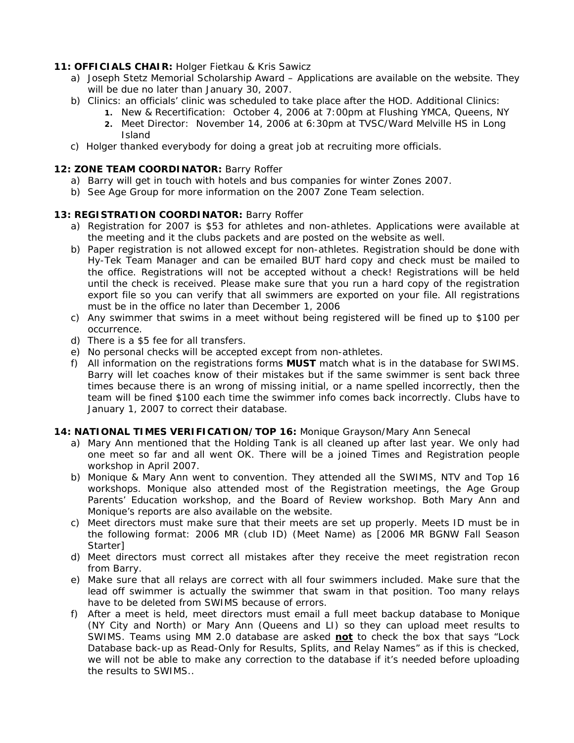**11: OFFICIALS CHAIR:** Holger Fietkau & Kris Sawicz

a) Joseph Stetz Memorial Scholarship Award – Applications are available on the website. They will be due no later than January 30, 2007.
b) Clinics: an officials' clinic was scheduled to take place after the HOD. Additional Clinics:
    1. New & Recertification: October 4, 2006 at 7:00pm at Flushing YMCA, Queens, NY
    2. Meet Director: November 14, 2006 at 6:30pm at TVSC/Ward Melville HS in Long Island
c) Holger thanked everybody for doing a great job at recruiting more officials.

**12: ZONE TEAM COORDINATOR:** Barry Roffer

a) Barry will get in touch with hotels and bus companies for winter Zones 2007.
b) See Age Group for more information on the 2007 Zone Team selection.

**13: REGISTRATION COORDINATOR:** Barry Roffer

a) Registration for 2007 is $53 for athletes and non-athletes. Applications were available at the meeting and it the clubs packets and are posted on the website as well.
b) Paper registration is not allowed except for non-athletes. Registration should be done with Hy-Tek Team Manager and can be emailed BUT hard copy and check must be mailed to the office. Registrations will not be accepted without a check! Registrations will be held until the check is received. Please make sure that you run a hard copy of the registration export file so you can verify that all swimmers are exported on your file. All registrations must be in the office no later than December 1, 2006
c) Any swimmer that swims in a meet without being registered will be fined up to $100 per occurrence.
d) There is a $5 fee for all transfers.
e) No personal checks will be accepted except from non-athletes.
f) All information on the registrations forms **MUST** match what is in the database for SWIMS. Barry will let coaches know of their mistakes but if the same swimmer is sent back three times because there is an wrong of missing initial, or a name spelled incorrectly, then the team will be fined $100 each time the swimmer info comes back incorrectly. Clubs have to January 1, 2007 to correct their database.

**14: NATIONAL TIMES VERIFICATION/TOP 16:** Monique Grayson/Mary Ann Senecal

a) Mary Ann mentioned that the Holding Tank is all cleaned up after last year. We only had one meet so far and all went OK. There will be a joined Times and Registration people workshop in April 2007.
b) Monique & Mary Ann went to convention. They attended all the SWIMS, NTV and Top 16 workshops. Monique also attended most of the Registration meetings, the Age Group Parents' Education workshop, and the Board of Review workshop. Both Mary Ann and Monique's reports are also available on the website.
c) Meet directors must make sure that their meets are set up properly. Meets ID must be in the following format: 2006 MR (club ID) (Meet Name) as [2006 MR BGNW Fall Season Starter]
d) Meet directors must correct all mistakes after they receive the meet registration recon from Barry.
e) Make sure that all relays are correct with all four swimmers included. Make sure that the lead off swimmer is actually the swimmer that swam in that position. Too many relays have to be deleted from SWIMS because of errors.
f) After a meet is held, meet directors must email a full meet backup database to Monique (NY City and North) or Mary Ann (Queens and LI) so they can upload meet results to SWIMS. Teams using MM 2.0 database are asked **<u>not</u>** to check the box that says "Lock Database back-up as Read-Only for Results, Splits, and Relay Names" as if this is checked, we will not be able to make any correction to the database if it's needed before uploading the results to SWIMS..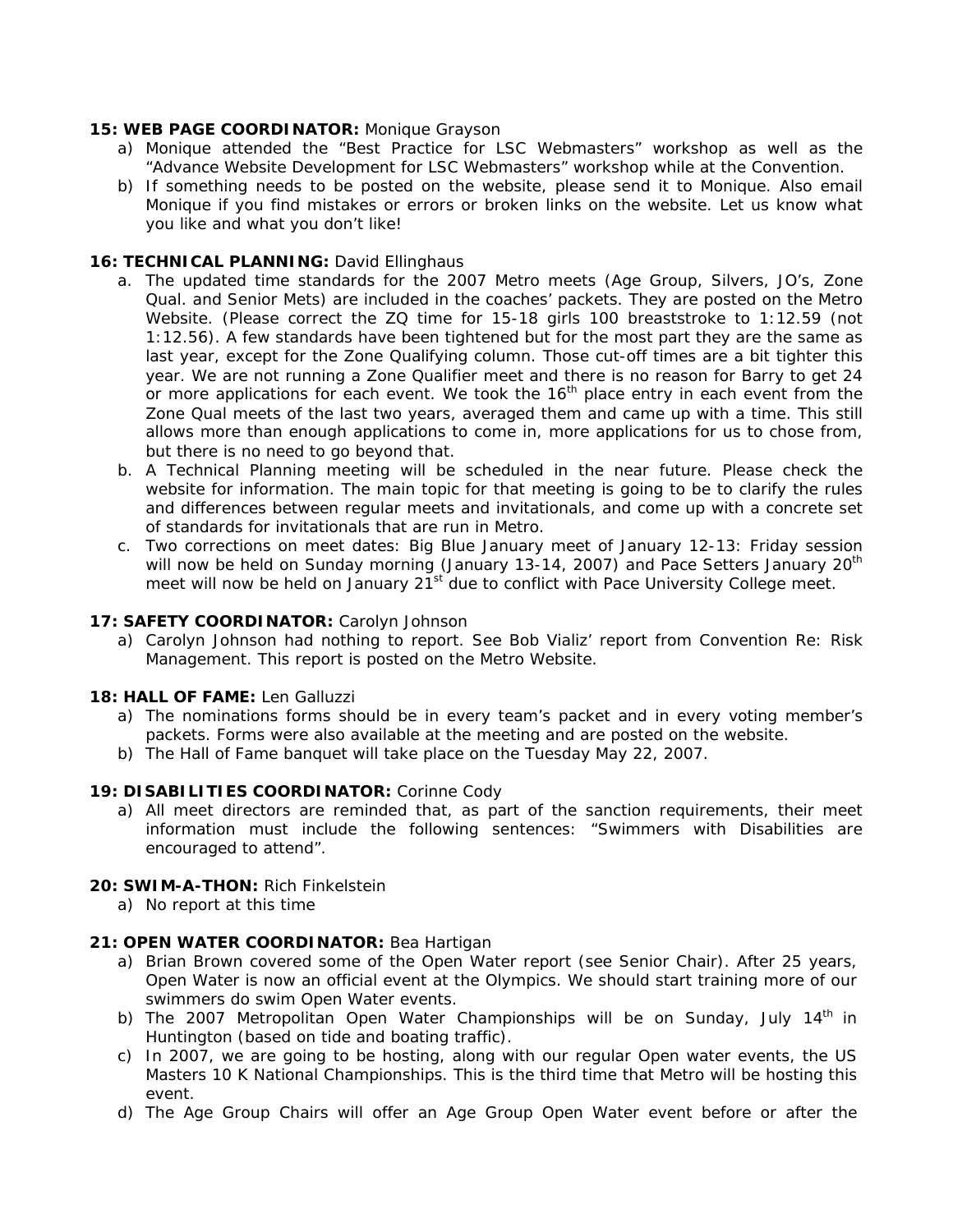**15: WEB PAGE COORDINATOR:** Monique Grayson

a) Monique attended the "Best Practice for LSC Webmasters" workshop as well as the "Advance Website Development for LSC Webmasters" workshop while at the Convention.
b) If something needs to be posted on the website, please send it to Monique. Also email Monique if you find mistakes or errors or broken links on the website. Let us know what you like and what you don't like!

**16: TECHNICAL PLANNING:** David Ellinghaus

a. The updated time standards for the 2007 Metro meets (Age Group, Silvers, JO's, Zone Qual. and Senior Mets) are included in the coaches' packets. They are posted on the Metro Website. (Please correct the ZQ time for 15-18 girls 100 breaststroke to 1:12.59 (not 1:12.56). A few standards have been tightened but for the most part they are the same as last year, except for the Zone Qualifying column. Those cut-off times are a bit tighter this year. We are not running a Zone Qualifier meet and there is no reason for Barry to get 24 or more applications for each event. We took the 16th place entry in each event from the Zone Qual meets of the last two years, averaged them and came up with a time. This still allows more than enough applications to come in, more applications for us to chose from, but there is no need to go beyond that.
b. A Technical Planning meeting will be scheduled in the near future. Please check the website for information. The main topic for that meeting is going to be to clarify the rules and differences between regular meets and invitationals, and come up with a concrete set of standards for invitationals that are run in Metro.
c. Two corrections on meet dates: Big Blue January meet of January 12-13: Friday session will now be held on Sunday morning (January 13-14, 2007) and Pace Setters January 20th meet will now be held on January 21st due to conflict with Pace University College meet.

**17: SAFETY COORDINATOR:** Carolyn Johnson

a) Carolyn Johnson had nothing to report. See Bob Vializ' report from Convention Re: Risk Management. This report is posted on the Metro Website.

**18: HALL OF FAME:** Len Galluzzi

a) The nominations forms should be in every team's packet and in every voting member's packets. Forms were also available at the meeting and are posted on the website.
b) The Hall of Fame banquet will take place on the Tuesday May 22, 2007.

**19: DISABILITIES COORDINATOR:** Corinne Cody

a) All meet directors are reminded that, as part of the sanction requirements, their meet information must include the following sentences: "Swimmers with Disabilities are encouraged to attend".

**20: SWIM-A-THON:** Rich Finkelstein

a) No report at this time

**21: OPEN WATER COORDINATOR:** Bea Hartigan

a) Brian Brown covered some of the Open Water report (see Senior Chair). After 25 years, Open Water is now an official event at the Olympics. We should start training more of our swimmers do swim Open Water events.
b) The 2007 Metropolitan Open Water Championships will be on Sunday, July 14th in Huntington (based on tide and boating traffic).
c) In 2007, we are going to be hosting, along with our regular Open water events, the US Masters 10 K National Championships. This is the third time that Metro will be hosting this event.
d) The Age Group Chairs will offer an Age Group Open Water event before or after the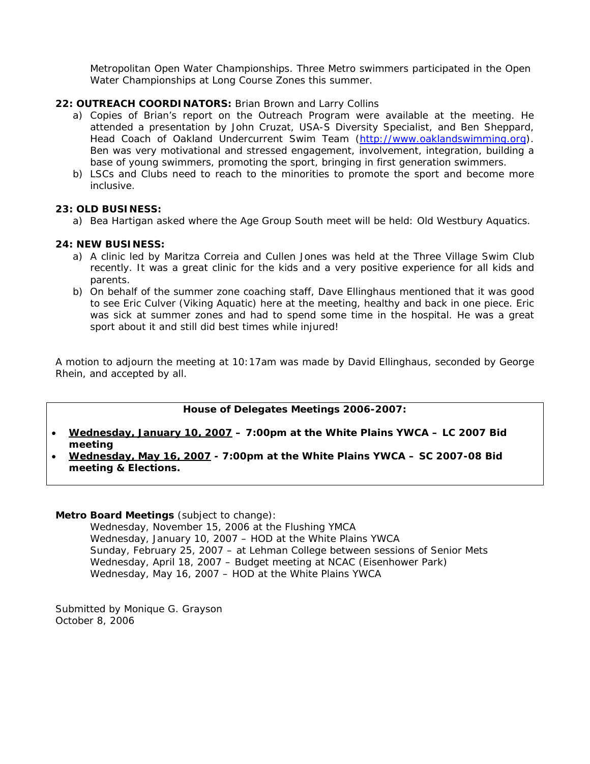Metropolitan Open Water Championships. Three Metro swimmers participated in the Open Water Championships at Long Course Zones this summer.

**22: OUTREACH COORDINATORS:** Brian Brown and Larry Collins

a) Copies of Brian's report on the Outreach Program were available at the meeting. He attended a presentation by John Cruzat, USA-S Diversity Specialist, and Ben Sheppard, Head Coach of Oakland Undercurrent Swim Team (http://www.oaklandswimming.org). Ben was very motivational and stressed engagement, involvement, integration, building a base of young swimmers, promoting the sport, bringing in first generation swimmers.

b) LSCs and Clubs need to reach to the minorities to promote the sport and become more inclusive.

**23: OLD BUSINESS:**

a) Bea Hartigan asked where the Age Group South meet will be held: Old Westbury Aquatics.

**24: NEW BUSINESS:**

a) A clinic led by Maritza Correia and Cullen Jones was held at the Three Village Swim Club recently. It was a great clinic for the kids and a very positive experience for all kids and parents.

b) On behalf of the summer zone coaching staff, Dave Ellinghaus mentioned that it was good to see Eric Culver (Viking Aquatic) here at the meeting, healthy and back in one piece. Eric was sick at summer zones and had to spend some time in the hospital. He was a great sport about it and still did best times while injured!

A motion to adjourn the meeting at 10:17am was made by David Ellinghaus, seconded by George Rhein, and accepted by all.

**House of Delegates Meetings 2006-2007:**

- **<u>Wednesday, January 10, 2007</u> – 7:00pm at the White Plains YWCA – LC 2007 Bid meeting**
- **<u>Wednesday, May 16, 2007</u> - 7:00pm at the White Plains YWCA – SC 2007-08 Bid meeting & Elections.**

**Metro Board Meetings** (subject to change):

Wednesday, November 15, 2006 at the Flushing YMCA
Wednesday, January 10, 2007 – HOD at the White Plains YWCA
Sunday, February 25, 2007 – at Lehman College between sessions of Senior Mets
Wednesday, April 18, 2007 – Budget meeting at NCAC (Eisenhower Park)
Wednesday, May 16, 2007 – HOD at the White Plains YWCA

Submitted by Monique G. Grayson
October 8, 2006